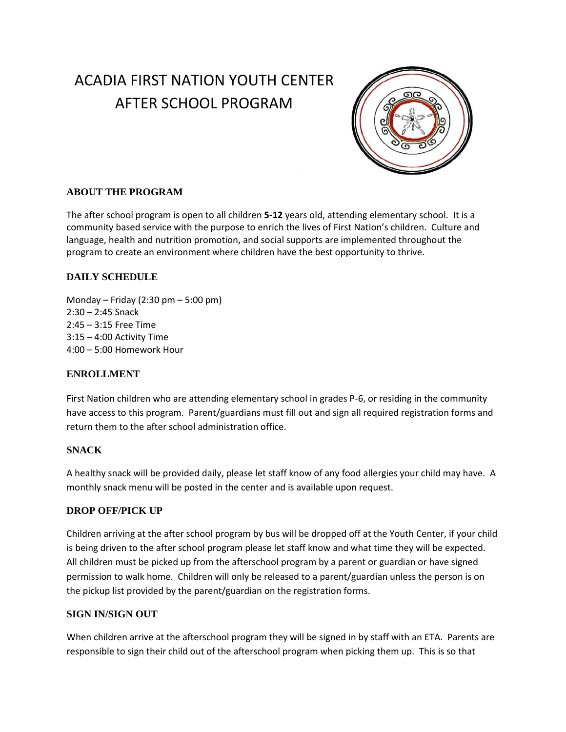# ACADIA FIRST NATION YOUTH CENTER AFTER SCHOOL PROGRAM

## ABOUT THE PROGRAM

The after school program is open to all children **5-12** years old, attending elementary school. It is a community based service with the purpose to enrich the lives of First Nation's children. Culture and language, health and nutrition promotion, and social supports are implemented throughout the program to create an environment where children have the best opportunity to thrive.

## DAILY SCHEDULE

Monday – Friday (2:30 pm – 5:00 pm)
2:30 – 2:45 Snack
2:45 – 3:15 Free Time
3:15 – 4:00 Activity Time
4:00 – 5:00 Homework Hour

## ENROLLMENT

First Nation children who are attending elementary school in grades P-6, or residing in the community have access to this program. Parent/guardians must fill out and sign all required registration forms and return them to the after school administration office.

## SNACK

A healthy snack will be provided daily, please let staff know of any food allergies your child may have. A monthly snack menu will be posted in the center and is available upon request.

## DROP OFF/PICK UP

Children arriving at the after school program by bus will be dropped off at the Youth Center, if your child is being driven to the after school program please let staff know and what time they will be expected. All children must be picked up from the afterschool program by a parent or guardian or have signed permission to walk home. Children will only be released to a parent/guardian unless the person is on the pickup list provided by the parent/guardian on the registration forms.

## SIGN IN/SIGN OUT

When children arrive at the afterschool program they will be signed in by staff with an ETA. Parents are responsible to sign their child out of the afterschool program when picking them up. This is so that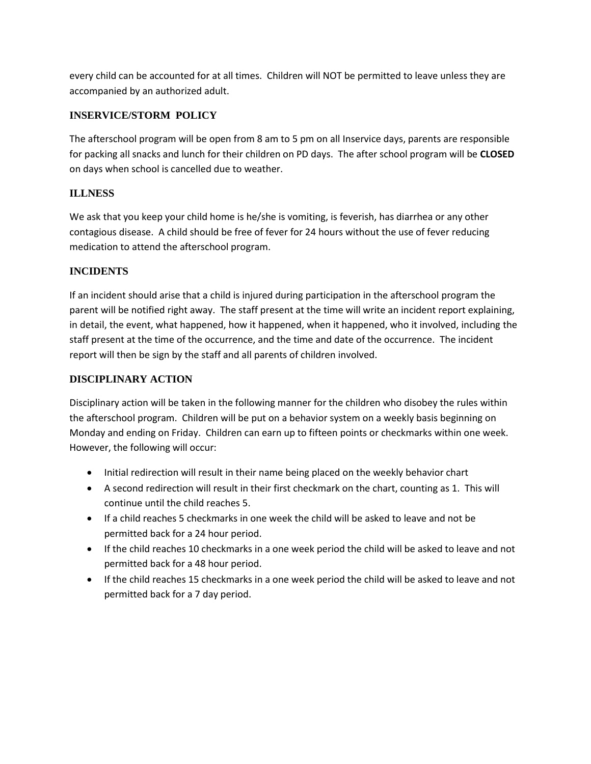every child can be accounted for at all times. Children will NOT be permitted to leave unless they are accompanied by an authorized adult.

## INSERVICE/STORM POLICY

The afterschool program will be open from 8 am to 5 pm on all Inservice days, parents are responsible for packing all snacks and lunch for their children on PD days. The after school program will be **CLOSED** on days when school is cancelled due to weather.

## ILLNESS

We ask that you keep your child home is he/she is vomiting, is feverish, has diarrhea or any other contagious disease. A child should be free of fever for 24 hours without the use of fever reducing medication to attend the afterschool program.

## INCIDENTS

If an incident should arise that a child is injured during participation in the afterschool program the parent will be notified right away. The staff present at the time will write an incident report explaining, in detail, the event, what happened, how it happened, when it happened, who it involved, including the staff present at the time of the occurrence, and the time and date of the occurrence. The incident report will then be sign by the staff and all parents of children involved.

## DISCIPLINARY ACTION

Disciplinary action will be taken in the following manner for the children who disobey the rules within the afterschool program. Children will be put on a behavior system on a weekly basis beginning on Monday and ending on Friday. Children can earn up to fifteen points or checkmarks within one week. However, the following will occur:

- Initial redirection will result in their name being placed on the weekly behavior chart
- A second redirection will result in their first checkmark on the chart, counting as 1. This will continue until the child reaches 5.
- If a child reaches 5 checkmarks in one week the child will be asked to leave and not be permitted back for a 24 hour period.
- If the child reaches 10 checkmarks in a one week period the child will be asked to leave and not permitted back for a 48 hour period.
- If the child reaches 15 checkmarks in a one week period the child will be asked to leave and not permitted back for a 7 day period.